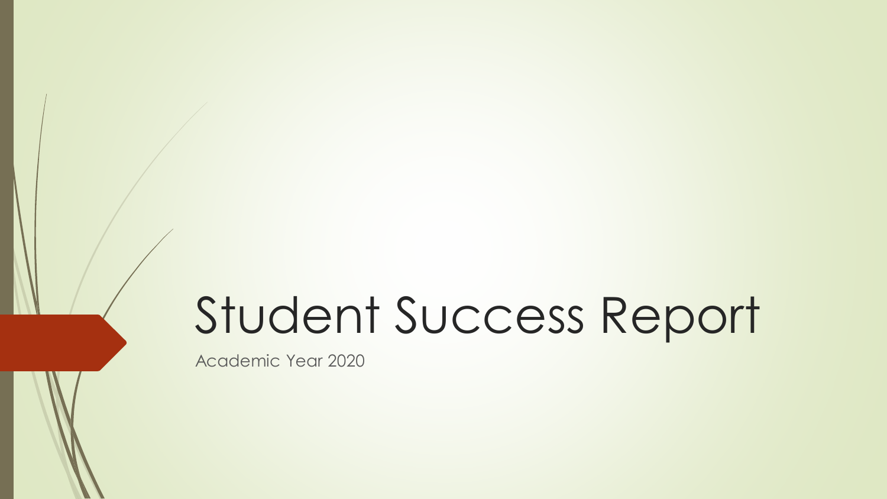# Student Success Report

Academic Year 2020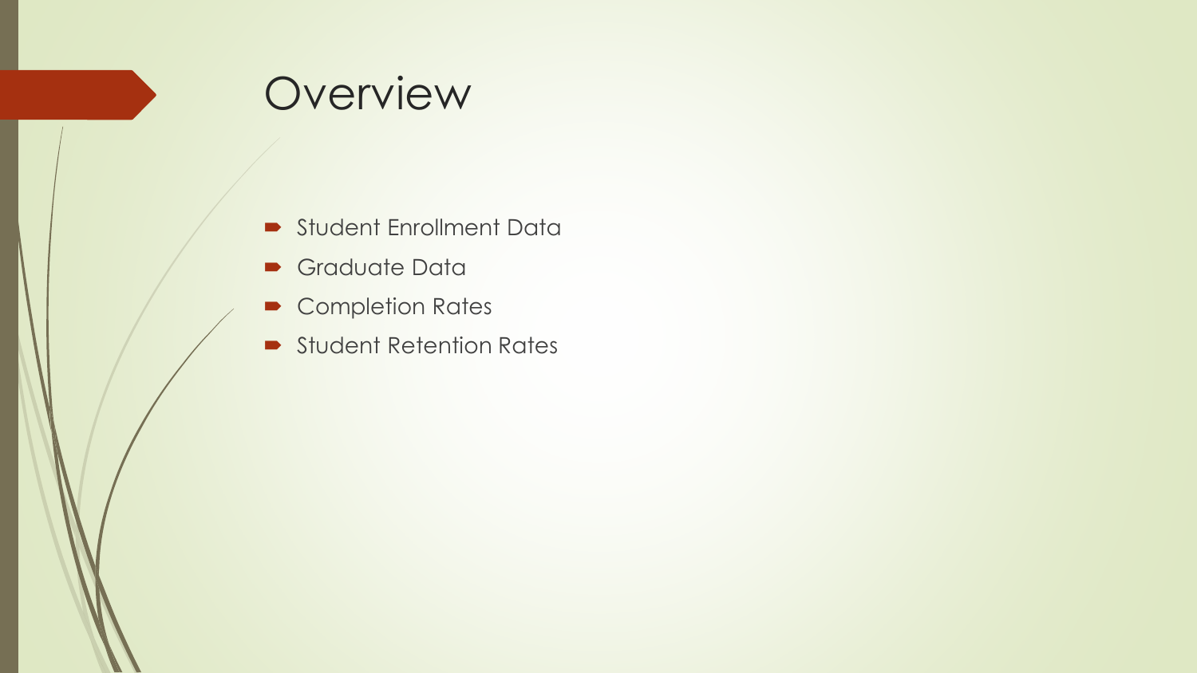# Overview

- Student Enrollment Data
- Graduate Data
- Completion Rates
- Student Retention Rates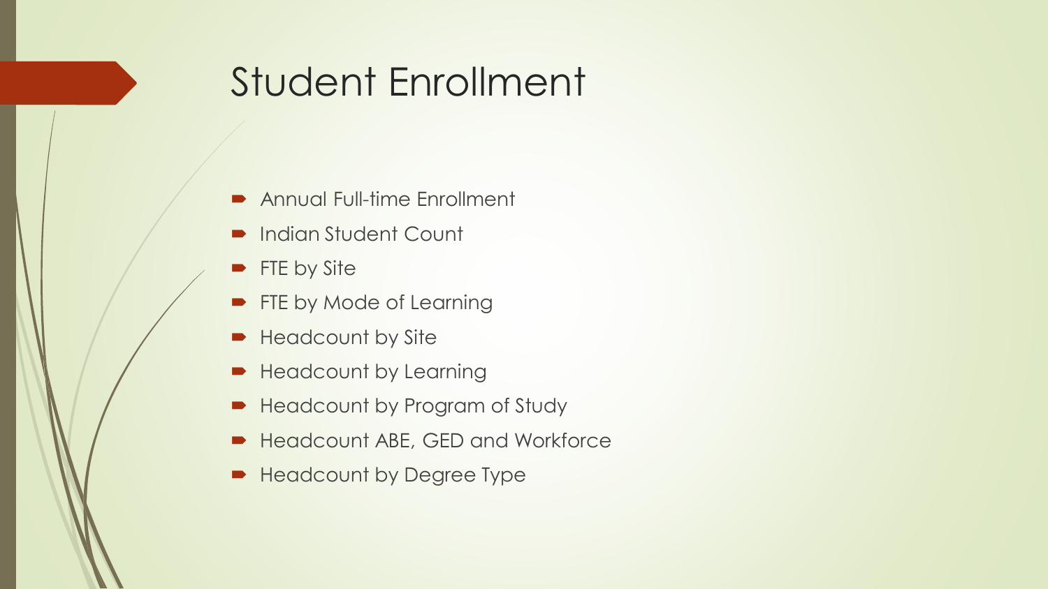# Student Enrollment

- Annual Full-time Enrollment
- Indian Student Count
- FTE by Site
- FTE by Mode of Learning
- Headcount by Site
- Headcount by Learning
- Headcount by Program of Study
- Headcount ABE, GED and Workforce
- Headcount by Degree Type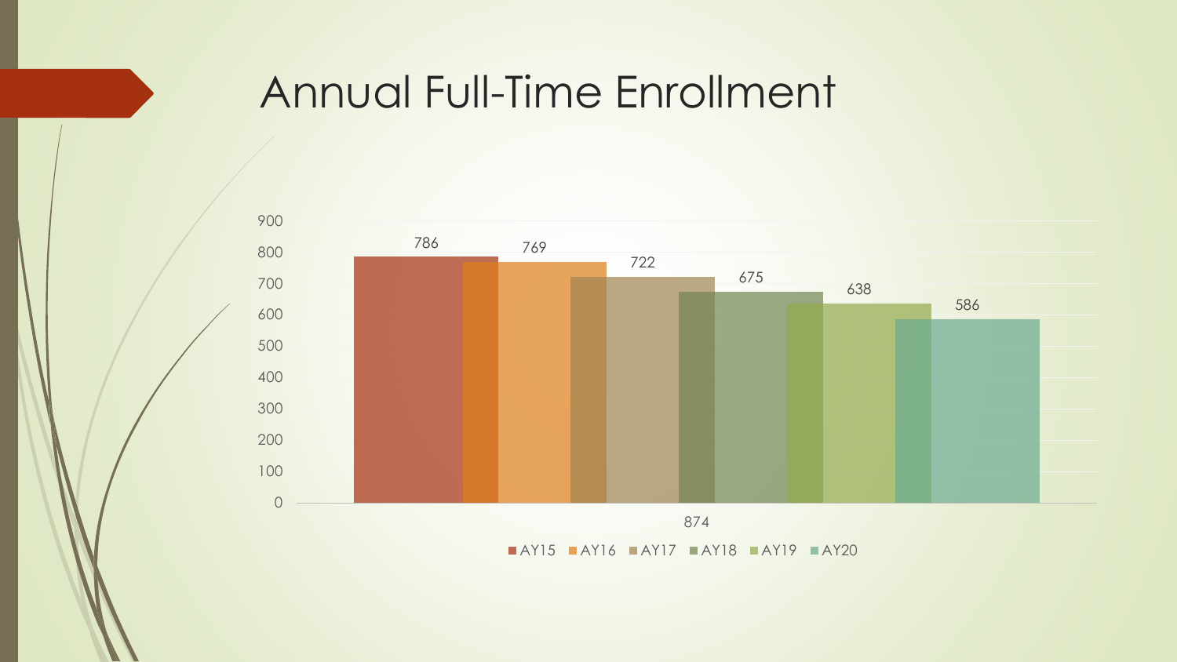# Annual Full-Time Enrollment

| Category | AY15 | AY16 | AY17 | AY18 | AY19 | AY20 |
|---|---|---|---|---|---|---|
| 874 | 786 | 769 | 722 | 675 | 638 | 586 |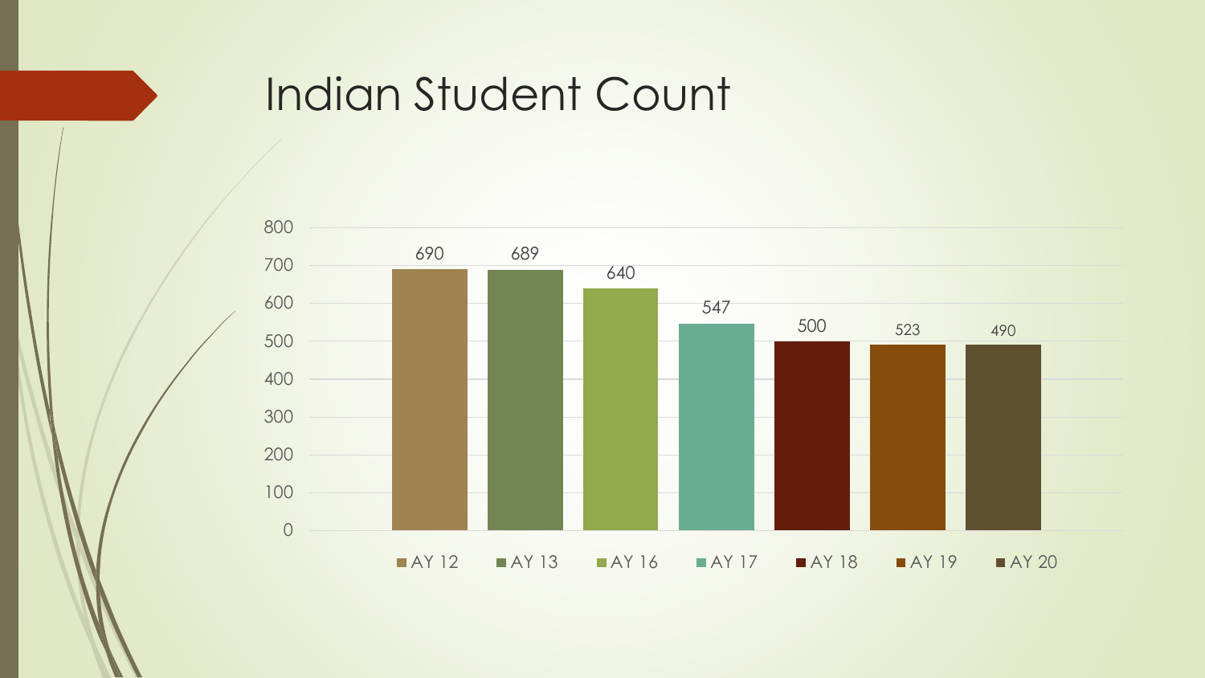# Indian Student Count

| Academic Year | Count |
| --- | --- |
| AY 12 | 690 |
| AY 13 | 689 |
| AY 16 | 640 |
| AY 17 | 547 |
| AY 18 | 500 |
| AY 19 | 523 |
| AY 20 | 490 |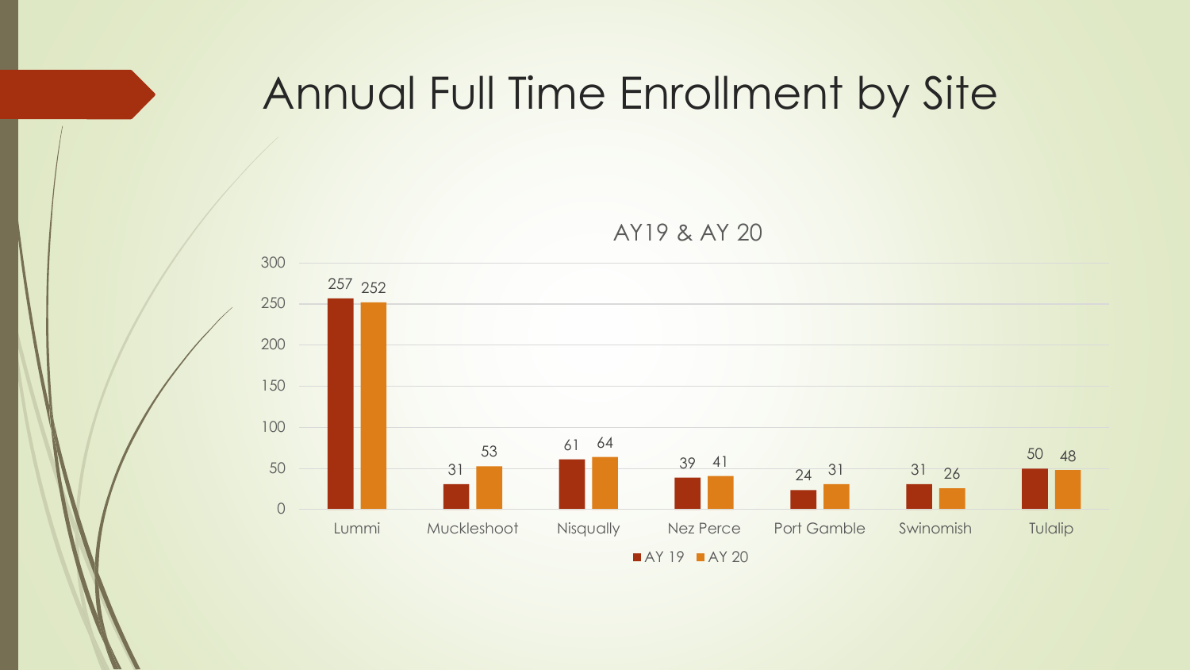# Annual Full Time Enrollment by Site

AY19 & AY 20

| Site | AY 19 | AY 20 |
|---|---|---|
| Lummi | 257 | 252 |
| Muckleshoot | 31 | 53 |
| Nisqually | 61 | 64 |
| Nez Perce | 39 | 41 |
| Port Gamble | 24 | 31 |
| Swinomish | 31 | 26 |
| Tulalip | 50 | 48 |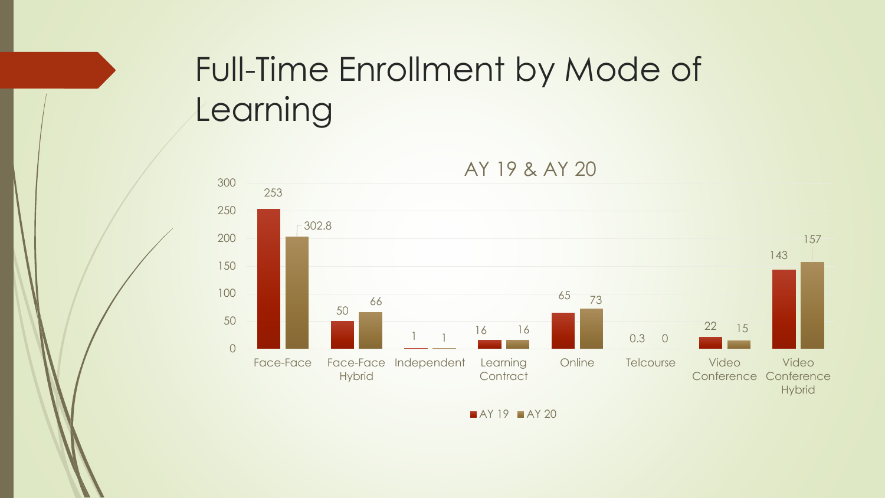# Full-Time Enrollment by Mode of Learning

AY 19 & AY 20

| Mode of Learning | AY 19 | AY 20 |
|---|---|---|
| Face-Face | 253 | 302.8 |
| Face-Face Hybrid | 50 | 66 |
| Independent | 1 | 1 |
| Learning Contract | 16 | 16 |
| Online | 65 | 73 |
| Telcourse | 0.3 | 0 |
| Video Conference | 22 | 15 |
| Video Conference Hybrid | 143 | 157 |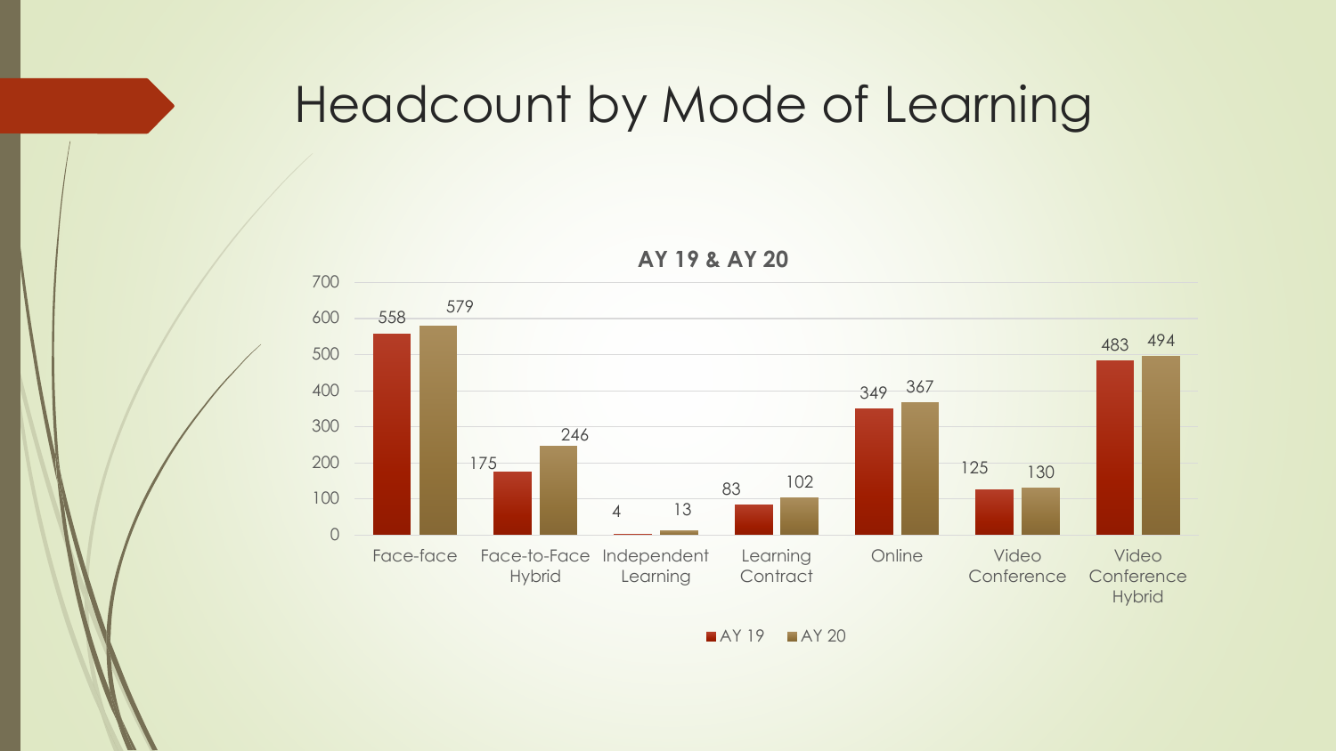# Headcount by Mode of Learning

**AY 19 & AY 20**

| Mode of Learning | AY 19 | AY 20 |
|---|---|---|
| Face-face | 558 | 579 |
| Face-to-Face Hybrid | 175 | 246 |
| Independent Learning | 4 | 13 |
| Learning Contract | 83 | 102 |
| Online | 349 | 367 |
| Video Conference | 125 | 130 |
| Video Conference Hybrid | 483 | 494 |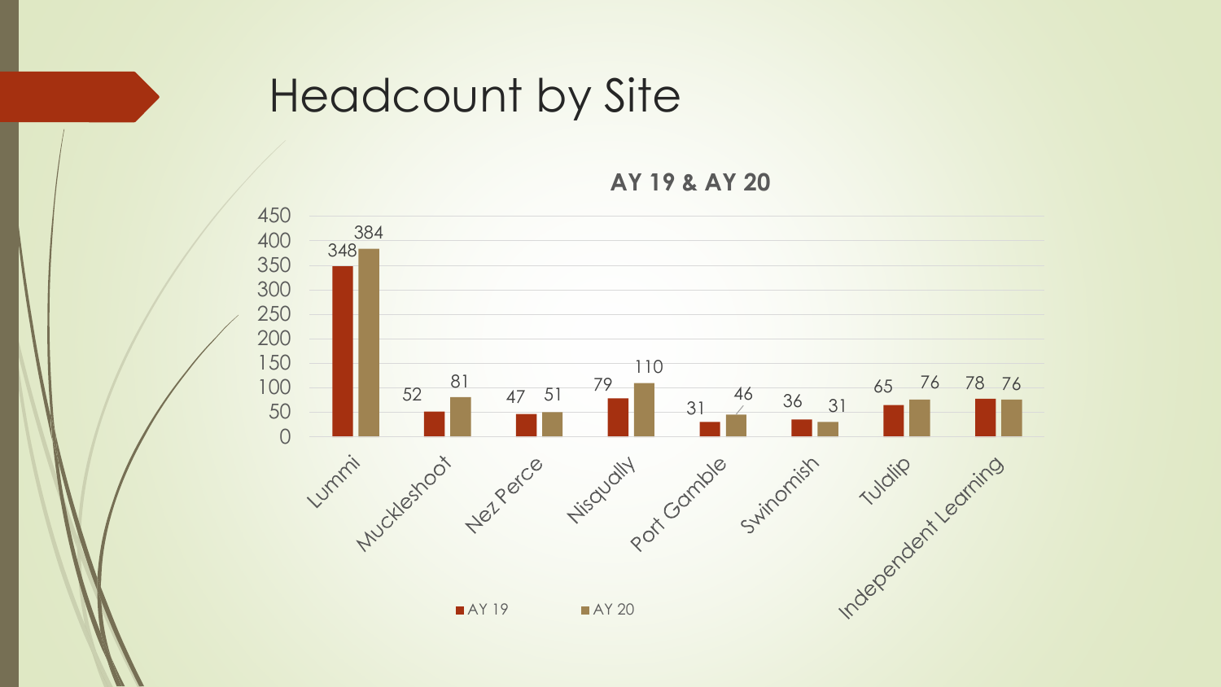# Headcount by Site

**AY 19 & AY 20**

| Site | AY 19 | AY 20 |
| --- | --- | --- |
| Lummi | 348 | 384 |
| Muckleshoot | 52 | 81 |
| Nez Perce | 47 | 51 |
| Nisqually | 79 | 110 |
| Port Gamble | 31 | 46 |
| Swinomish | 36 | 31 |
| Tulalip | 65 | 76 |
| Independent Learning | 78 | 76 |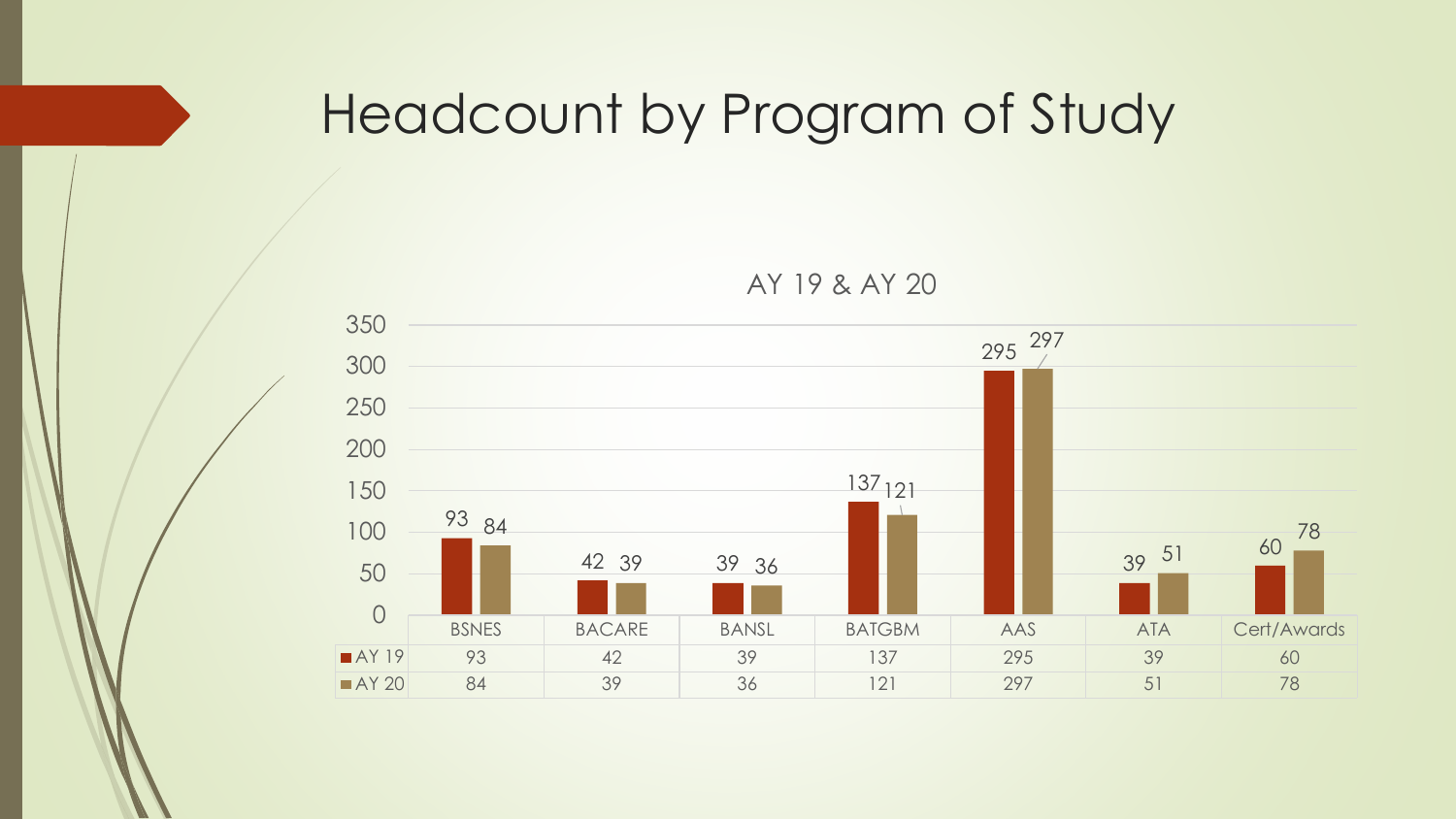# Headcount by Program of Study

AY 19 & AY 20

| | BSNES | BACARE | BANSL | BATGBM | AAS | ATA | Cert/Awards |
|---|---|---|---|---|---|---|---|
| AY 19 | 93 | 42 | 39 | 137 | 295 | 39 | 60 |
| AY 20 | 84 | 39 | 36 | 121 | 297 | 51 | 78 |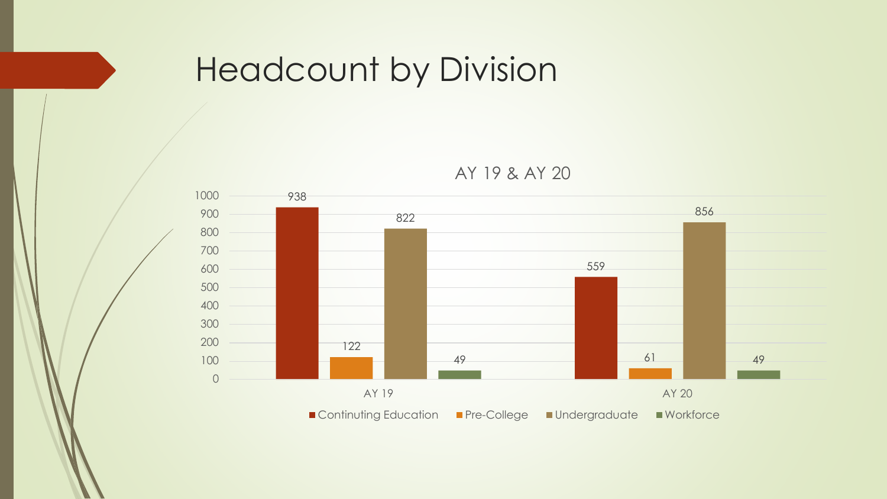# Headcount by Division

AY 19 & AY 20

| | Continuting Education | Pre-College | Undergraduate | Workforce |
|---|---|---|---|---|
| AY 19 | 938 | 122 | 822 | 49 |
| AY 20 | 559 | 61 | 856 | 49 |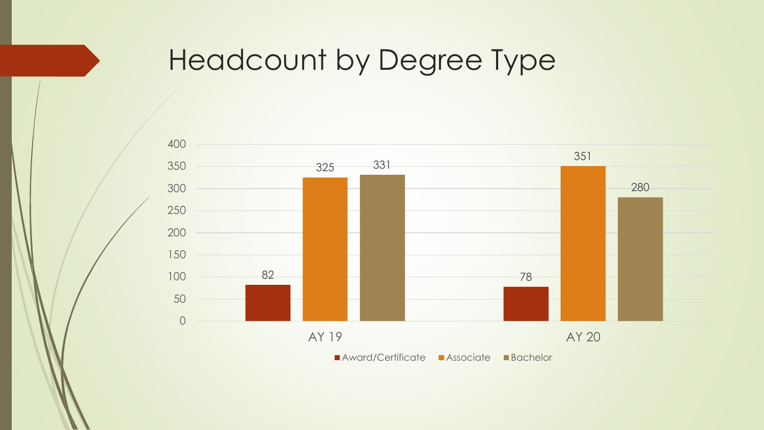# Headcount by Degree Type

| | Award/Certificate | Associate | Bachelor |
|---|---|---|---|
| AY 19 | 82 | 325 | 331 |
| AY 20 | 78 | 351 | 280 |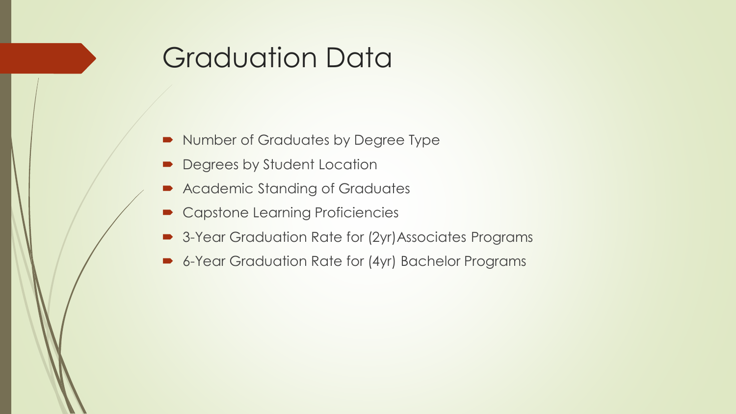# Graduation Data

- Number of Graduates by Degree Type
- Degrees by Student Location
- Academic Standing of Graduates
- Capstone Learning Proficiencies
- 3-Year Graduation Rate for (2yr)Associates Programs
- 6-Year Graduation Rate for (4yr) Bachelor Programs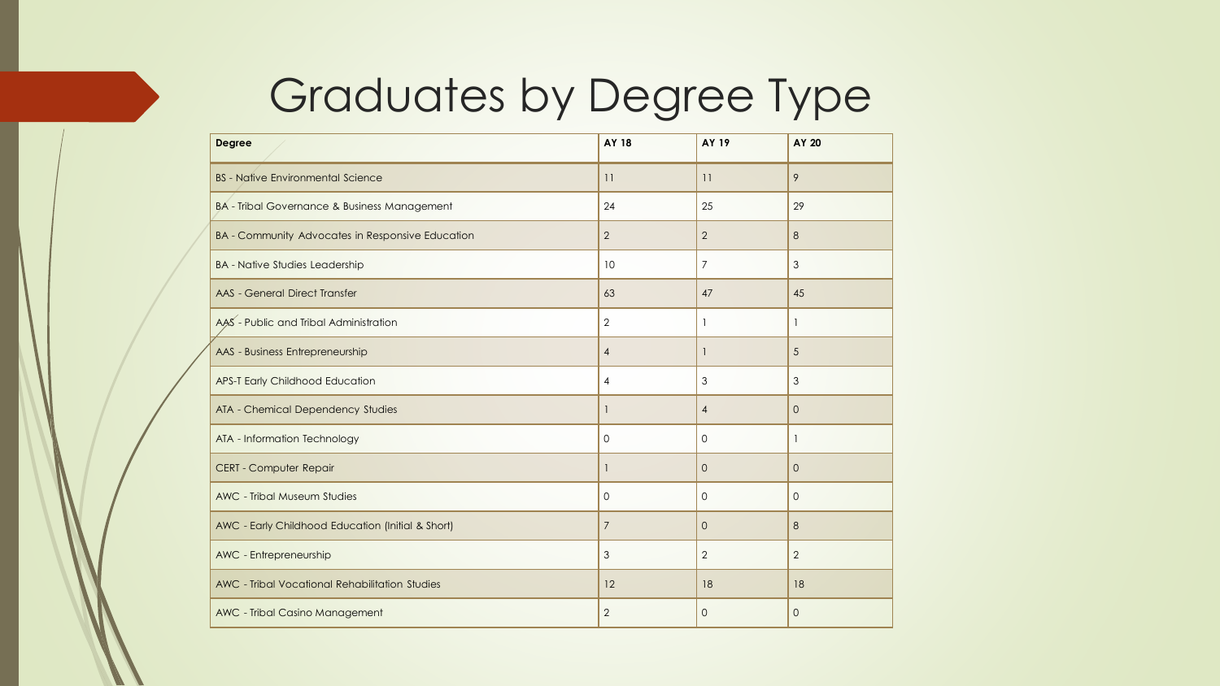# Graduates by Degree Type

| Degree | AY 18 | AY 19 | AY 20 |
|---|---|---|---|
| BS - Native Environmental Science | 11 | 11 | 9 |
| BA - Tribal Governance & Business Management | 24 | 25 | 29 |
| BA - Community Advocates in Responsive Education | 2 | 2 | 8 |
| BA - Native Studies Leadership | 10 | 7 | 3 |
| AAS - General Direct Transfer | 63 | 47 | 45 |
| AAS - Public and Tribal Administration | 2 | 1 | 1 |
| AAS - Business Entrepreneurship | 4 | 1 | 5 |
| APS-T Early Childhood Education | 4 | 3 | 3 |
| ATA - Chemical Dependency Studies | 1 | 4 | 0 |
| ATA - Information Technology | 0 | 0 | 1 |
| CERT - Computer Repair | 1 | 0 | 0 |
| AWC - Tribal Museum Studies | 0 | 0 | 0 |
| AWC - Early Childhood Education (Initial & Short) | 7 | 0 | 8 |
| AWC - Entrepreneurship | 3 | 2 | 2 |
| AWC - Tribal Vocational Rehabilitation Studies | 12 | 18 | 18 |
| AWC - Tribal Casino Management | 2 | 0 | 0 |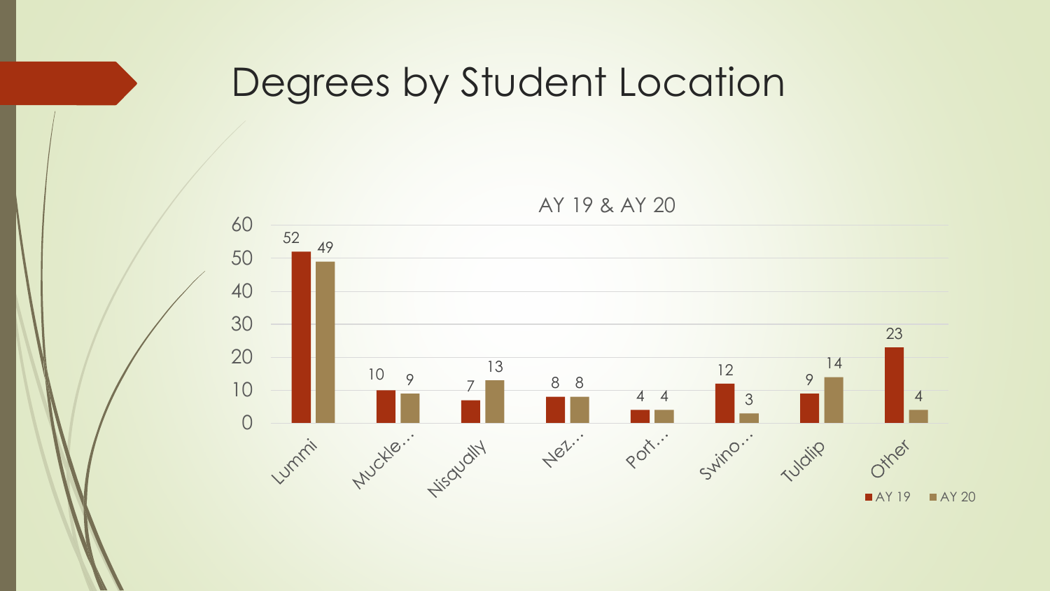# Degrees by Student Location

AY 19 & AY 20

| Location | AY 19 | AY 20 |
|---|---|---|
| Lummi | 52 | 49 |
| Muckle… | 10 | 9 |
| Nisqually | 7 | 13 |
| Nez… | 8 | 8 |
| Port… | 4 | 4 |
| Swino… | 12 | 3 |
| Tulalip | 9 | 14 |
| Other | 23 | 4 |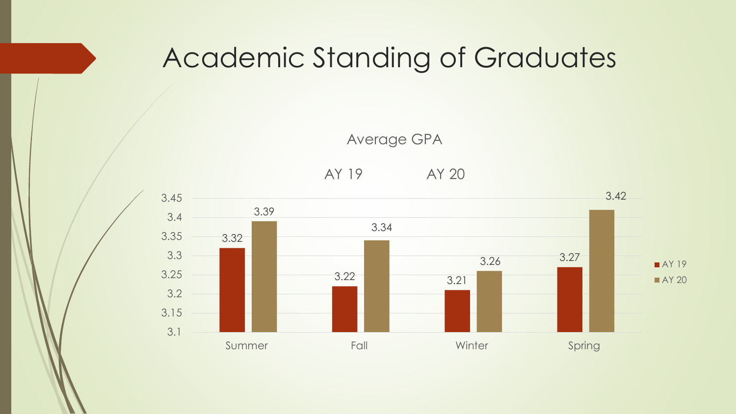# Academic Standing of Graduates

Average GPA

| | AY 19 | AY 20 |
|---|---|---|
| Summer | 3.32 | 3.39 |
| Fall | 3.22 | 3.34 |
| Winter | 3.21 | 3.26 |
| Spring | 3.27 | 3.42 |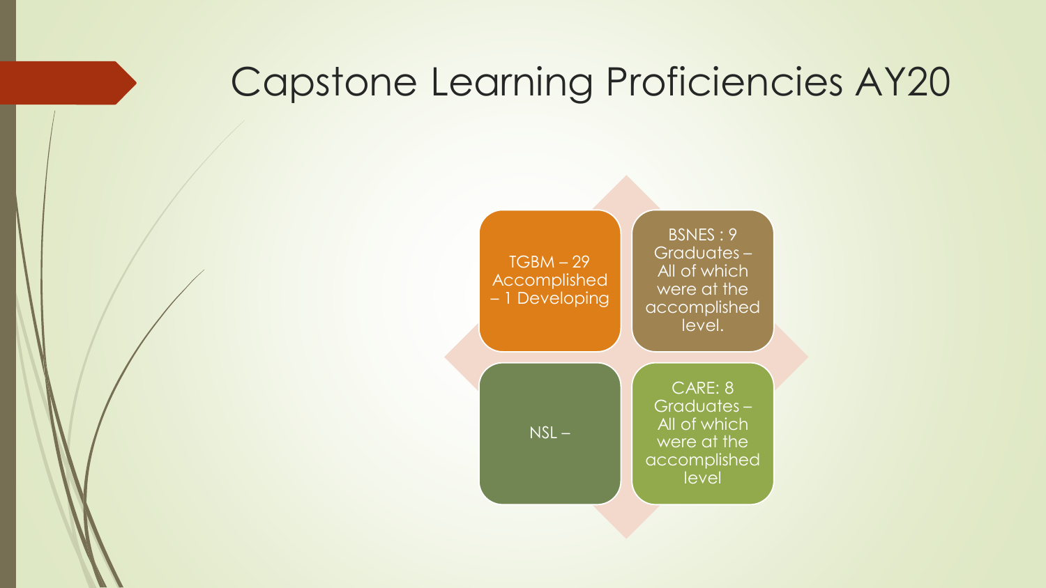# Capstone Learning Proficiencies AY20

- TGBM – 29 Accomplished – 1 Developing
- BSNES : 9 Graduates – All of which were at the accomplished level.
- NSL –
- CARE: 8 Graduates – All of which were at the accomplished level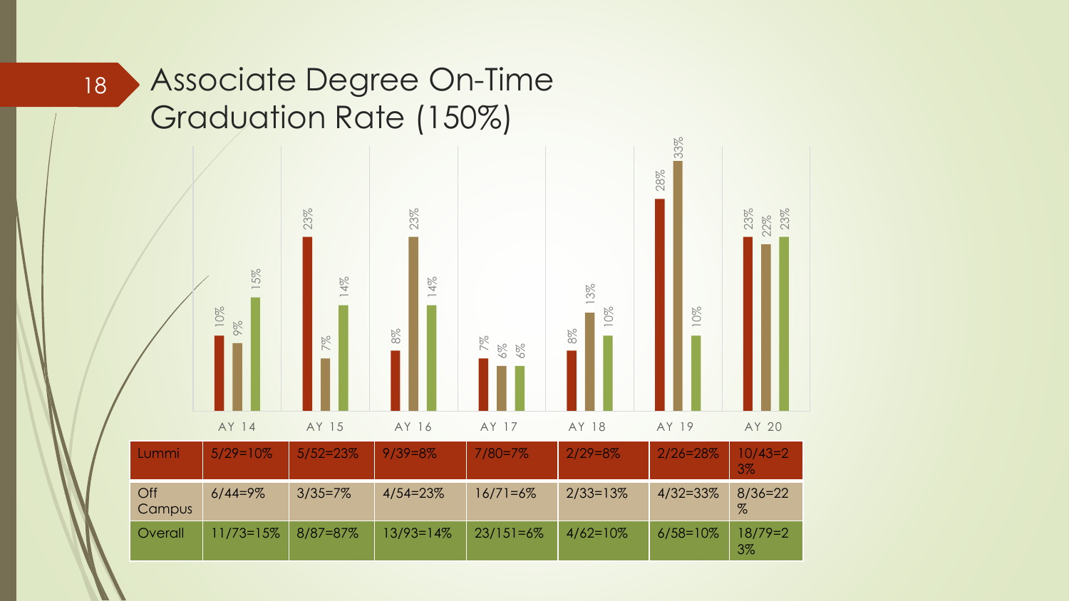# Associate Degree On-Time Graduation Rate (150%)

| | AY 14 | AY 15 | AY 16 | AY 17 | AY 18 | AY 19 | AY 20 |
|---|---|---|---|---|---|---|---|
| Lummi | 5/29=10% | 5/52=23% | 9/39=8% | 7/80=7% | 2/29=8% | 2/26=28% | 10/43=23% |
| Off Campus | 6/44=9% | 3/35=7% | 4/54=23% | 16/71=6% | 2/33=13% | 4/32=33% | 8/36=22% |
| Overall | 11/73=15% | 8/87=87% | 13/93=14% | 23/151=6% | 4/62=10% | 6/58=10% | 18/79=23% |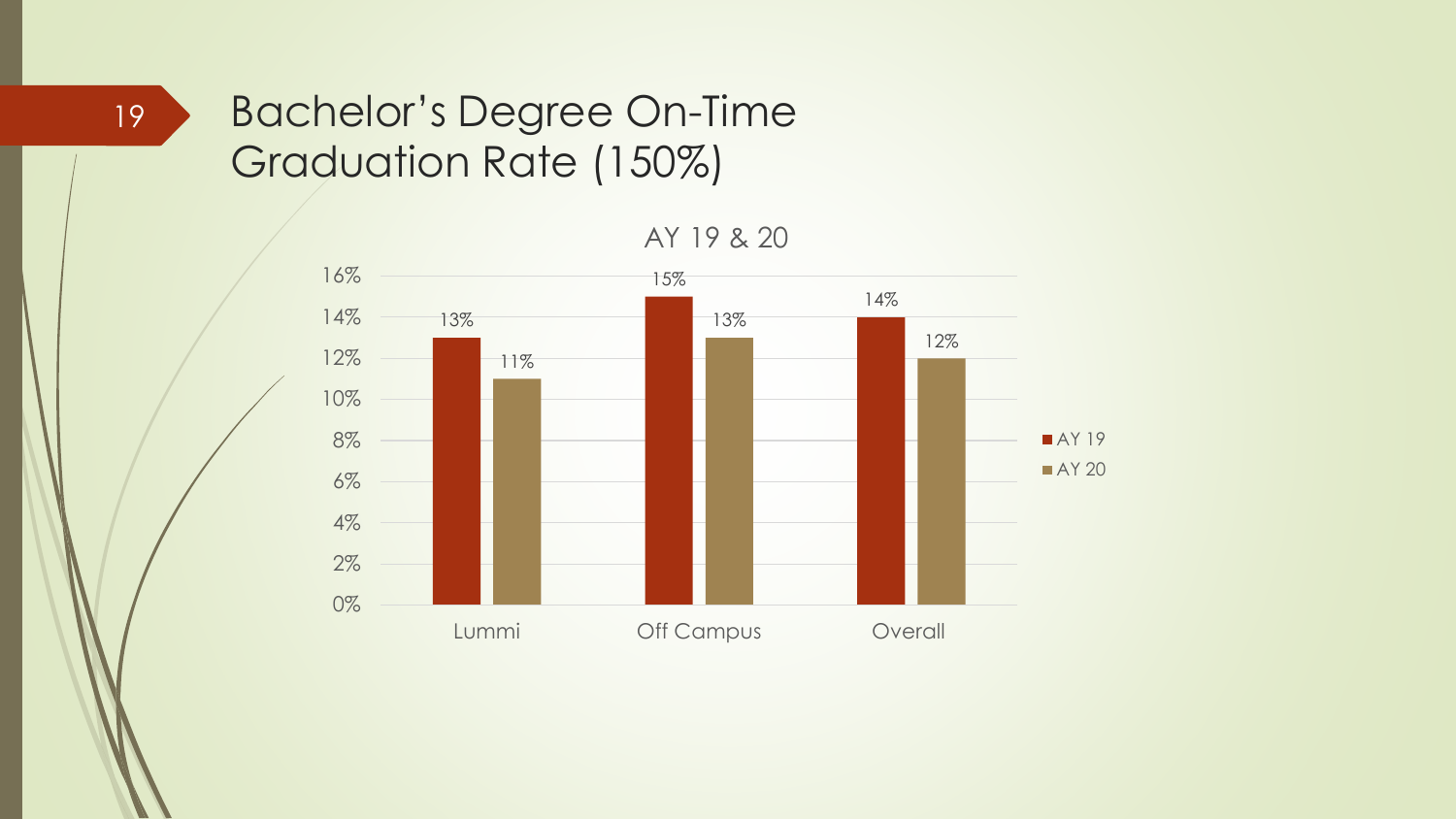# Bachelor's Degree On-Time Graduation Rate (150%)

AY 19 & 20

| | AY 19 | AY 20 |
|---|---|---|
| Lummi | 13% | 11% |
| Off Campus | 15% | 13% |
| Overall | 14% | 12% |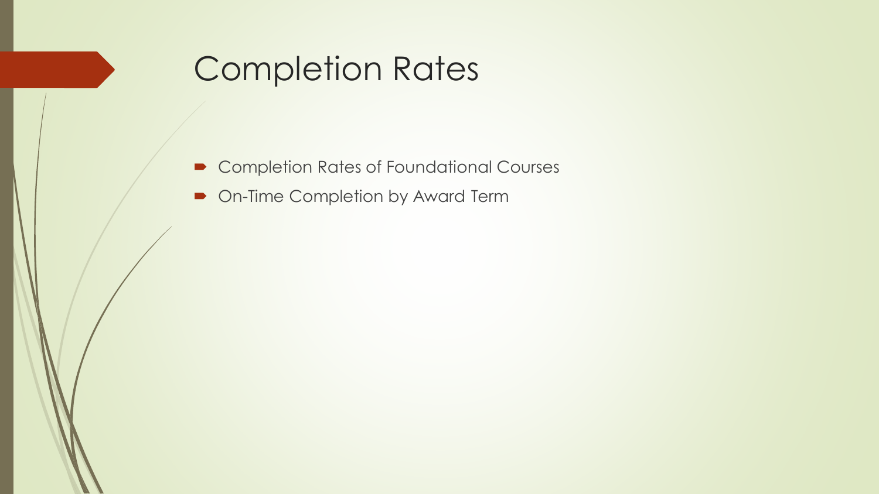# Completion Rates

- Completion Rates of Foundational Courses
- On-Time Completion by Award Term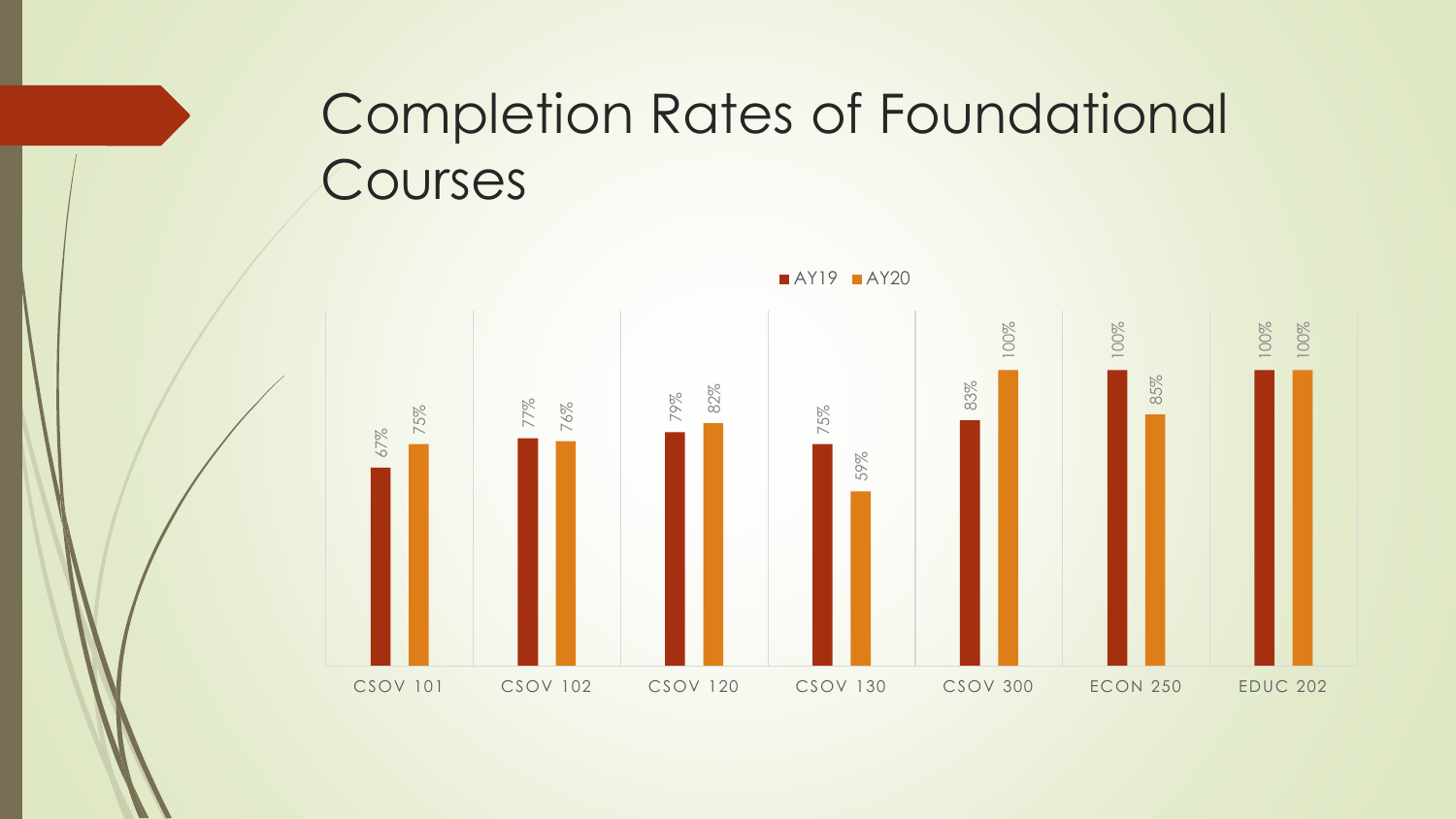# Completion Rates of Foundational Courses

| Course | AY19 | AY20 |
| --- | --- | --- |
| CSOV 101 | 67% | 75% |
| CSOV 102 | 77% | 76% |
| CSOV 120 | 79% | 82% |
| CSOV 130 | 75% | 59% |
| CSOV 300 | 83% | 100% |
| ECON 250 | 100% | 85% |
| EDUC 202 | 100% | 100% |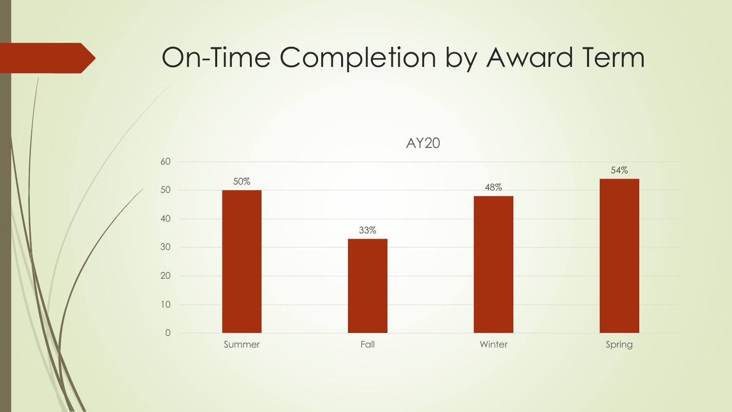# On-Time Completion by Award Term

AY20

| Term | On-Time Completion |
| --- | --- |
| Summer | 50% |
| Fall | 33% |
| Winter | 48% |
| Spring | 54% |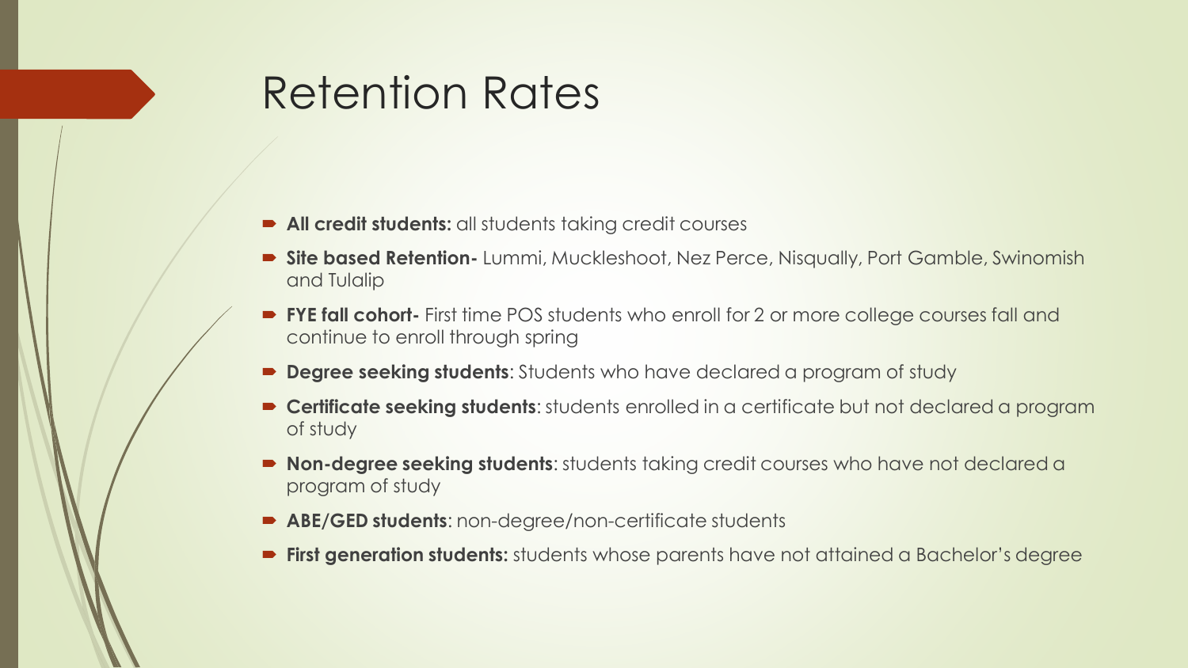# Retention Rates

- **All credit students:** all students taking credit courses
- **Site based Retention-** Lummi, Muckleshoot, Nez Perce, Nisqually, Port Gamble, Swinomish and Tulalip
- **FYE fall cohort-** First time POS students who enroll for 2 or more college courses fall and continue to enroll through spring
- **Degree seeking students**: Students who have declared a program of study
- **Certificate seeking students**: students enrolled in a certificate but not declared a program of study
- **Non-degree seeking students**: students taking credit courses who have not declared a program of study
- **ABE/GED students**: non-degree/non-certificate students
- **First generation students:** students whose parents have not attained a Bachelor's degree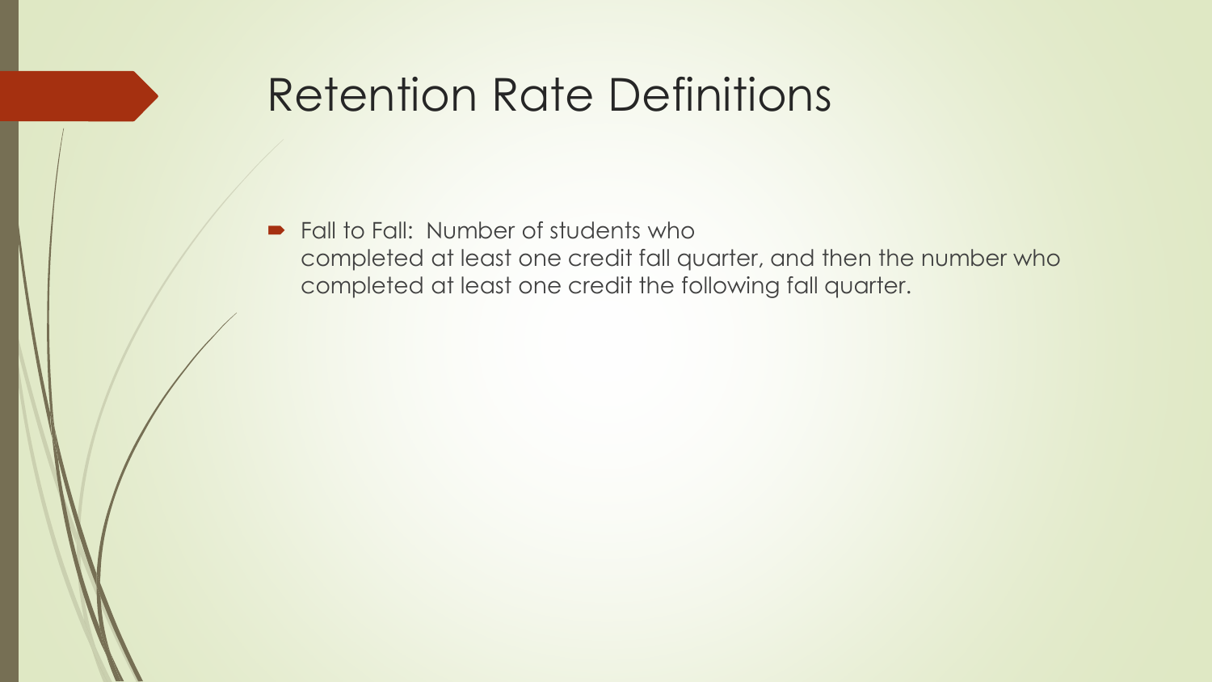# Retention Rate Definitions

- Fall to Fall: Number of students who completed at least one credit fall quarter, and then the number who completed at least one credit the following fall quarter.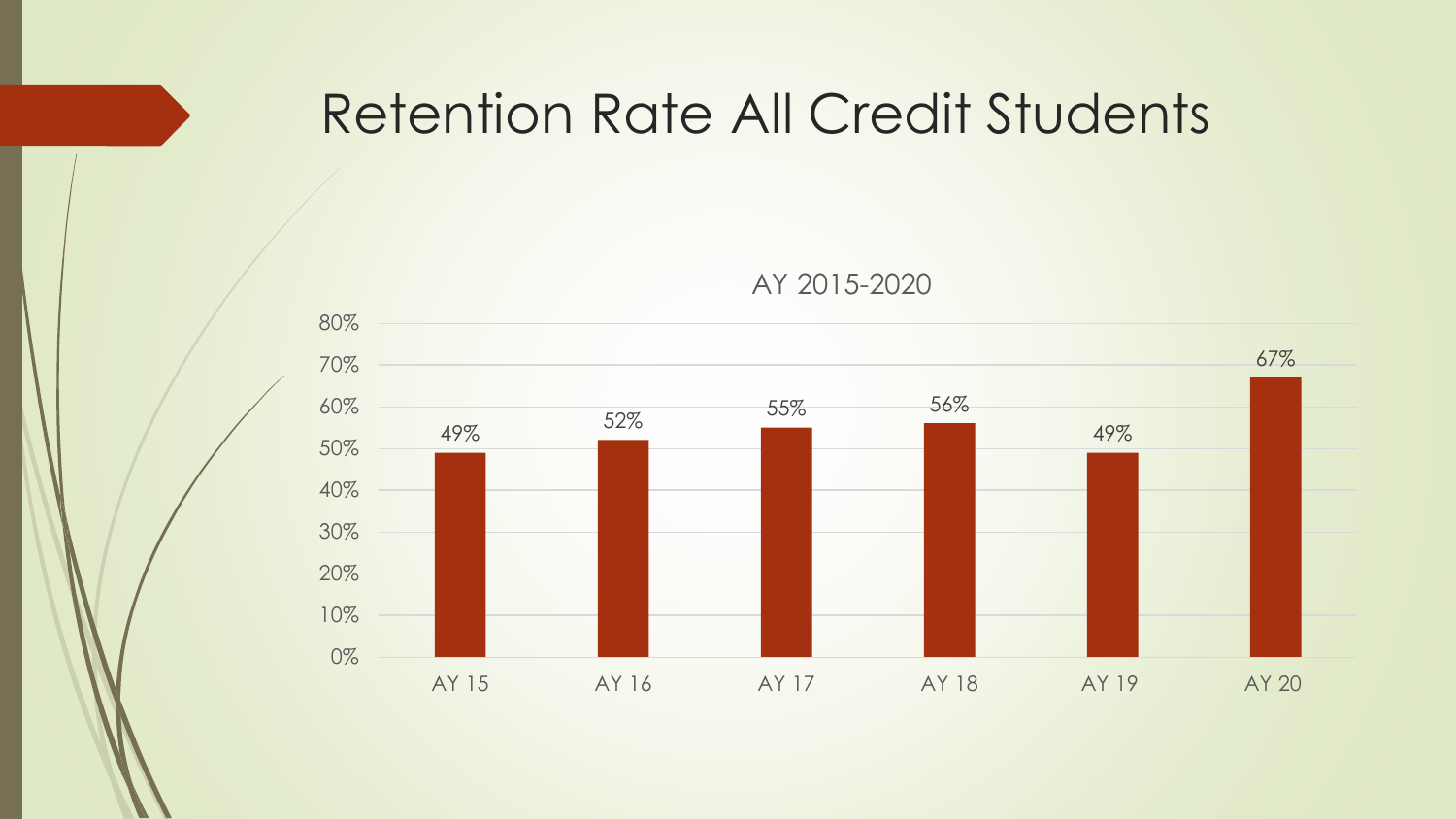# Retention Rate All Credit Students

AY 2015-2020

| Academic Year | Retention Rate |
|---|---|
| AY 15 | 49% |
| AY 16 | 52% |
| AY 17 | 55% |
| AY 18 | 56% |
| AY 19 | 49% |
| AY 20 | 67% |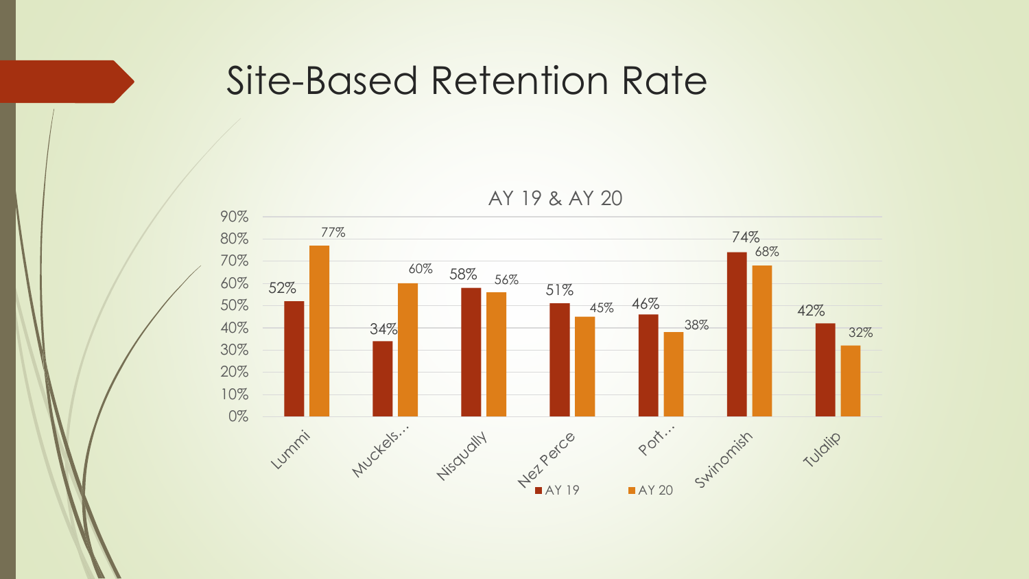# Site-Based Retention Rate

AY 19 & AY 20

| Site | AY 19 | AY 20 |
|---|---|---|
| Lummi | 52% | 77% |
| Muckels... | 34% | 60% |
| Nisqually | 58% | 56% |
| Nez Perce | 51% | 45% |
| Port... | 46% | 38% |
| Swinomish | 74% | 68% |
| Tulalip | 42% | 32% |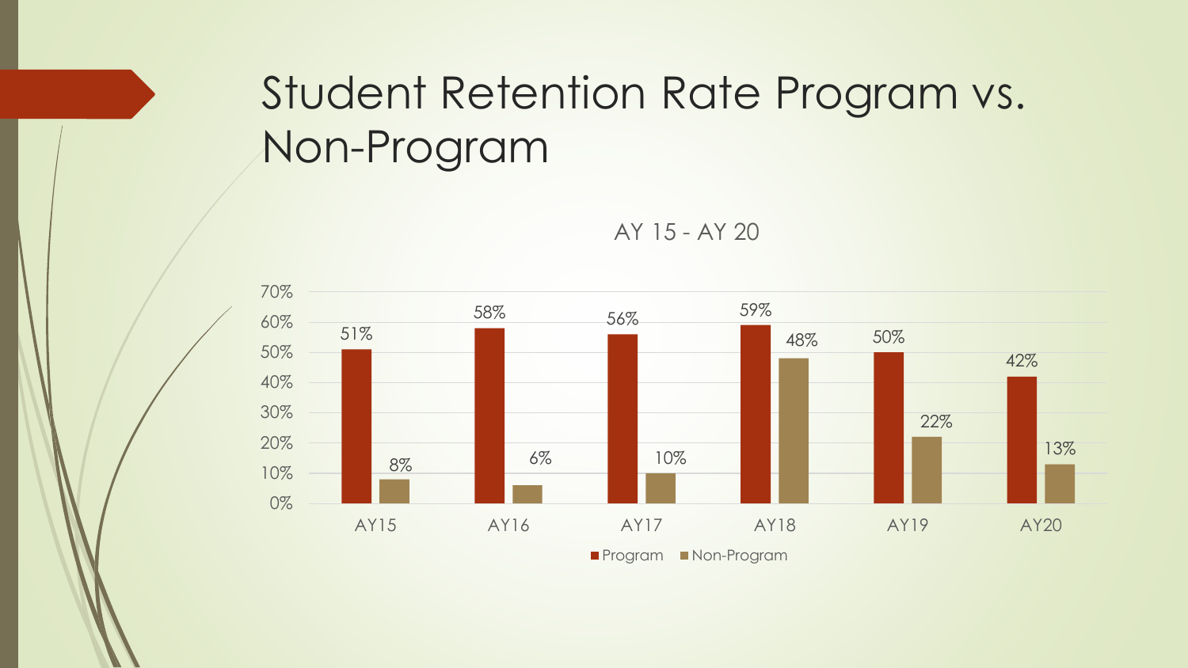# Student Retention Rate Program vs. Non-Program

AY 15 - AY 20

| | AY15 | AY16 | AY17 | AY18 | AY19 | AY20 |
|---|---|---|---|---|---|---|
| Program | 51% | 58% | 56% | 59% | 50% | 42% |
| Non-Program | 8% | 6% | 10% | 48% | 22% | 13% |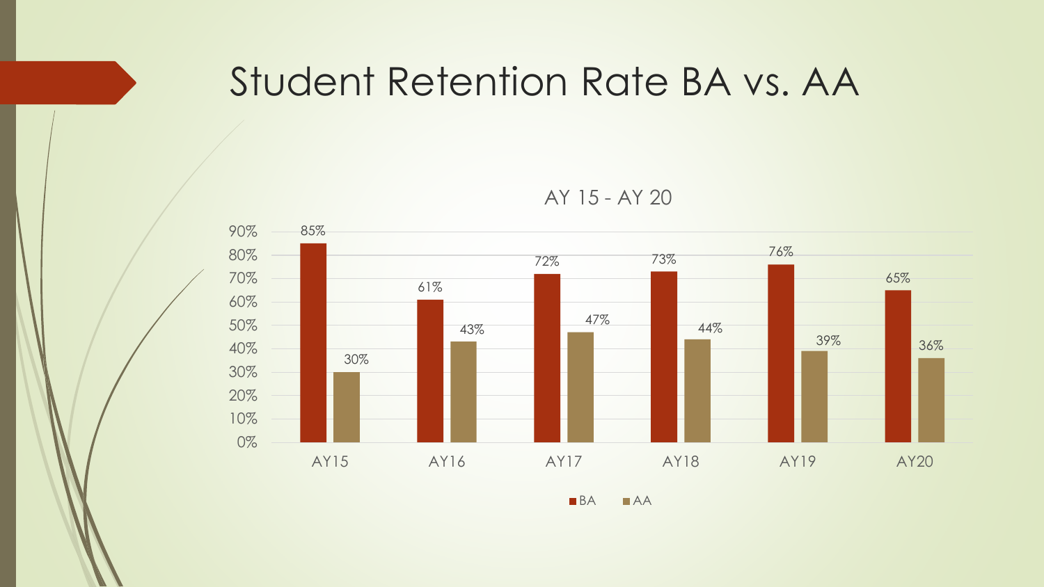# Student Retention Rate BA vs. AA

AY 15 - AY 20

90%
80%
70%
60%
50%
40%
30%
20%
10%
0%

85%
30%
61%
43%
72%
47%
73%
44%
76%
39%
65%
36%

AY15
AY16
AY17
AY18
AY19
AY20

BA
AA